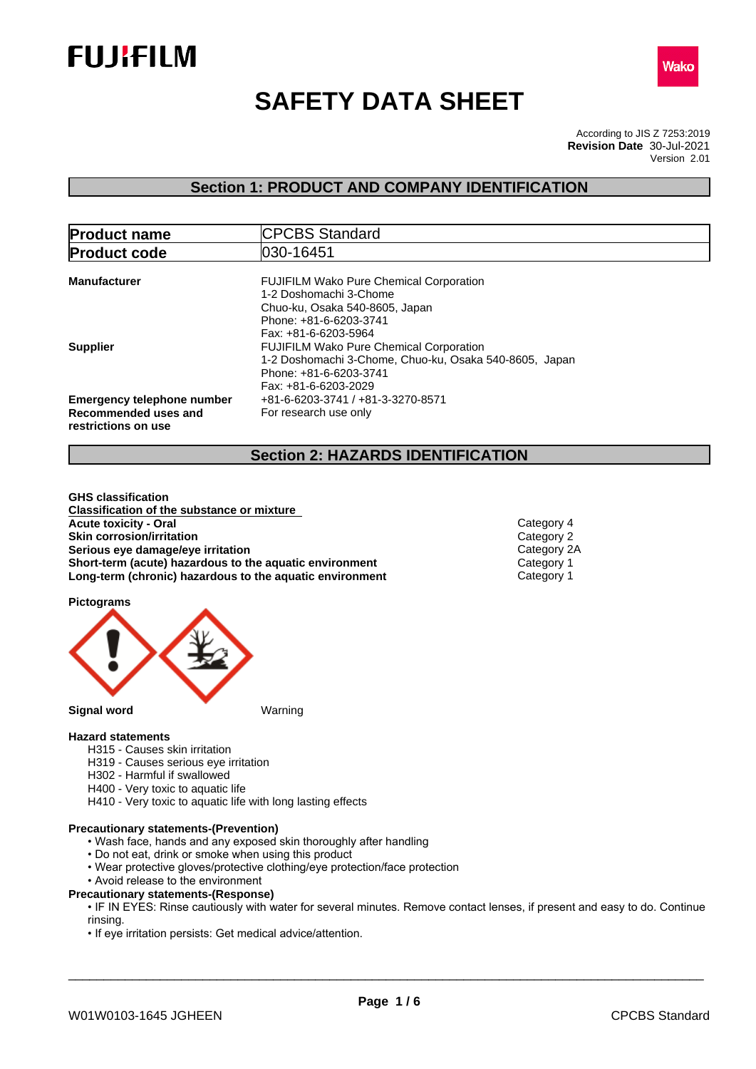FUJIFILM

Wako

# SAFETY DATA SHEET

According to JIS Z 7253:2019
**Revision Date** 30-Jul-2021
Version 2.01

## Section 1: PRODUCT AND COMPANY IDENTIFICATION

| **Product name** | CPCBS Standard |
|---|---|
| **Product code** | 030-16451 |

**Manufacturer**
FUJIFILM Wako Pure Chemical Corporation
1-2 Doshomachi 3-Chome
Chuo-ku, Osaka 540-8605, Japan
Phone: +81-6-6203-3741
Fax: +81-6-6203-5964

**Supplier**
FUJIFILM Wako Pure Chemical Corporation
1-2 Doshomachi 3-Chome, Chuo-ku, Osaka 540-8605, Japan
Phone: +81-6-6203-3741
Fax: +81-6-6203-2029

**Emergency telephone number** +81-6-6203-3741 / +81-3-3270-8571

**Recommended uses and restrictions on use** For research use only

## Section 2: HAZARDS IDENTIFICATION

**GHS classification**

**Classification of the substance or mixture**

| | |
|---|---|
| **Acute toxicity - Oral** | Category 4 |
| **Skin corrosion/irritation** | Category 2 |
| **Serious eye damage/eye irritation** | Category 2A |
| **Short-term (acute) hazardous to the aquatic environment** | Category 1 |
| **Long-term (chronic) hazardous to the aquatic environment** | Category 1 |

**Pictograms**

**Signal word** Warning

**Hazard statements**

H315 - Causes skin irritation
H319 - Causes serious eye irritation
H302 - Harmful if swallowed
H400 - Very toxic to aquatic life
H410 - Very toxic to aquatic life with long lasting effects

**Precautionary statements-(Prevention)**

- Wash face, hands and any exposed skin thoroughly after handling
- Do not eat, drink or smoke when using this product
- Wear protective gloves/protective clothing/eye protection/face protection
- Avoid release to the environment

**Precautionary statements-(Response)**

- IF IN EYES: Rinse cautiously with water for several minutes. Remove contact lenses, if present and easy to do. Continue rinsing.
- If eye irritation persists: Get medical advice/attention.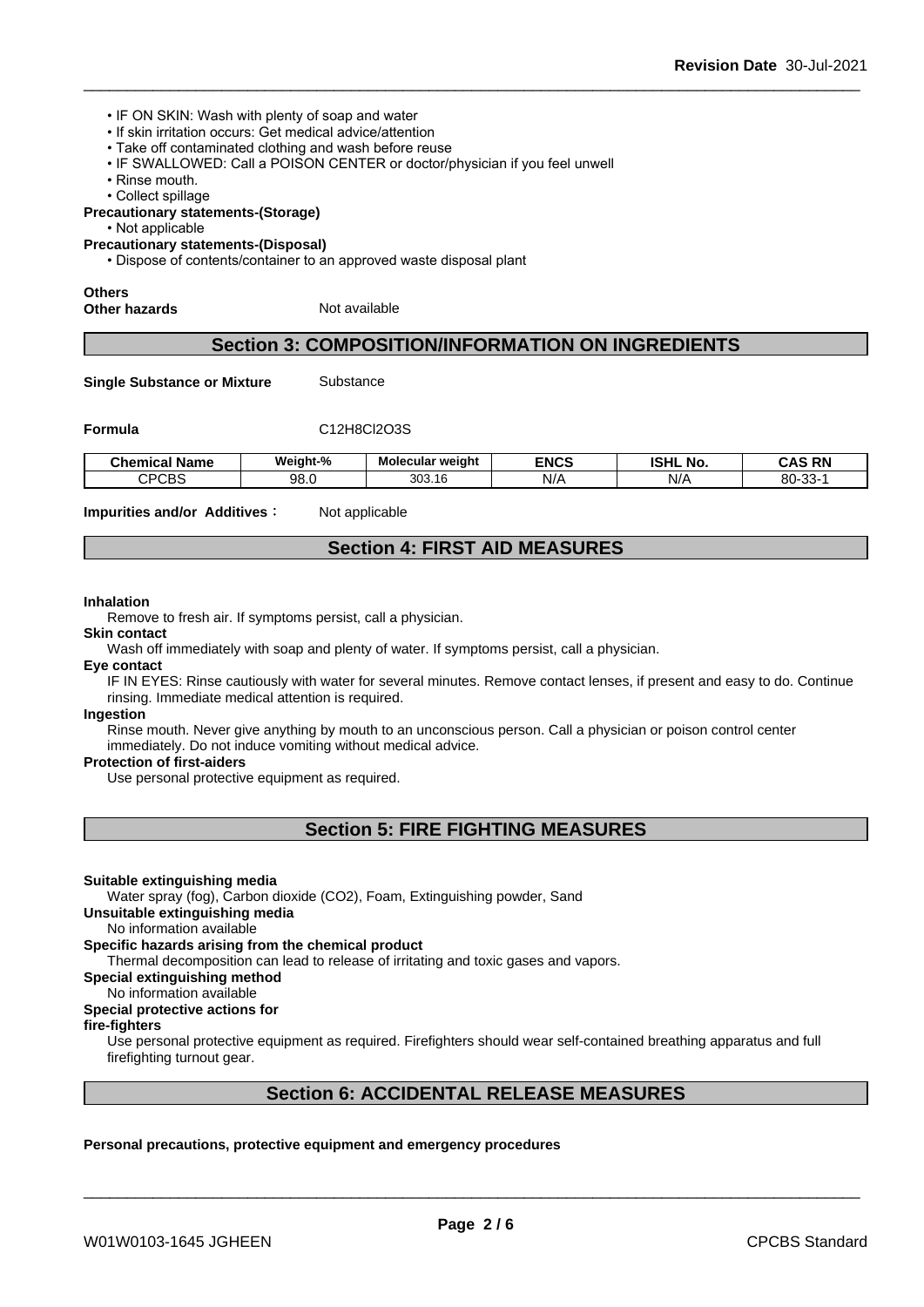- IF ON SKIN: Wash with plenty of soap and water
- If skin irritation occurs: Get medical advice/attention
- Take off contaminated clothing and wash before reuse
- IF SWALLOWED: Call a POISON CENTER or doctor/physician if you feel unwell
- Rinse mouth.
- Collect spillage

**Precautionary statements-(Storage)**

- Not applicable

**Precautionary statements-(Disposal)**

- Dispose of contents/container to an approved waste disposal plant

**Others**

**Other hazards** Not available

## Section 3: COMPOSITION/INFORMATION ON INGREDIENTS

**Single Substance or Mixture** Substance

**Formula** $C_{12}H_8Cl_2O_3S$

| Chemical Name | Weight-% | Molecular weight | ENCS | ISHL No. | CAS RN |
|---|---|---|---|---|---|
| CPCBS | 98.0 | 303.16 | N/A | N/A | 80-33-1 |

**Impurities and/or Additives**： Not applicable

## Section 4: FIRST AID MEASURES

**Inhalation**

Remove to fresh air. If symptoms persist, call a physician.

**Skin contact**

Wash off immediately with soap and plenty of water. If symptoms persist, call a physician.

**Eye contact**

IF IN EYES: Rinse cautiously with water for several minutes. Remove contact lenses, if present and easy to do. Continue rinsing. Immediate medical attention is required.

**Ingestion**

Rinse mouth. Never give anything by mouth to an unconscious person. Call a physician or poison control center immediately. Do not induce vomiting without medical advice.

**Protection of first-aiders**

Use personal protective equipment as required.

## Section 5: FIRE FIGHTING MEASURES

**Suitable extinguishing media**

Water spray (fog), Carbon dioxide ($CO_2$), Foam, Extinguishing powder, Sand

**Unsuitable extinguishing media**

No information available

**Specific hazards arising from the chemical product**

Thermal decomposition can lead to release of irritating and toxic gases and vapors.

**Special extinguishing method**

No information available

**Special protective actions for fire-fighters**

Use personal protective equipment as required. Firefighters should wear self-contained breathing apparatus and full firefighting turnout gear.

## Section 6: ACCIDENTAL RELEASE MEASURES

**Personal precautions, protective equipment and emergency procedures**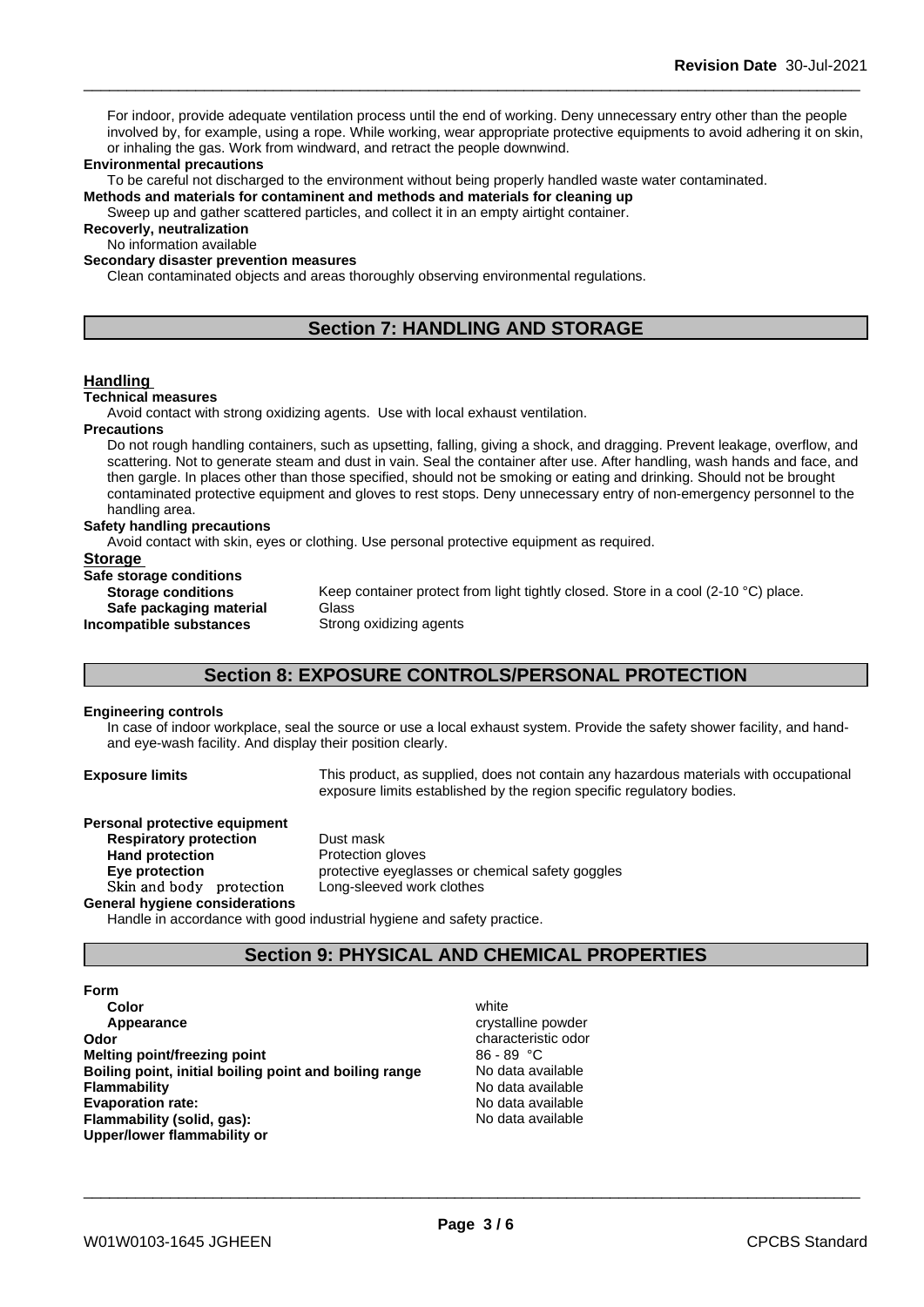For indoor, provide adequate ventilation process until the end of working. Deny unnecessary entry other than the people involved by, for example, using a rope. While working, wear appropriate protective equipments to avoid adhering it on skin, or inhaling the gas. Work from windward, and retract the people downwind.

**Environmental precautions**

To be careful not discharged to the environment without being properly handled waste water contaminated.

**Methods and materials for contaminent and methods and materials for cleaning up**

Sweep up and gather scattered particles, and collect it in an empty airtight container.

**Recoverly, neutralization**

No information available

**Secondary disaster prevention measures**

Clean contaminated objects and areas thoroughly observing environmental regulations.

## Section 7: HANDLING AND STORAGE

### Handling

**Technical measures**

Avoid contact with strong oxidizing agents. Use with local exhaust ventilation.

**Precautions**

Do not rough handling containers, such as upsetting, falling, giving a shock, and dragging. Prevent leakage, overflow, and scattering. Not to generate steam and dust in vain. Seal the container after use. After handling, wash hands and face, and then gargle. In places other than those specified, should not be smoking or eating and drinking. Should not be brought contaminated protective equipment and gloves to rest stops. Deny unnecessary entry of non-emergency personnel to the handling area.

**Safety handling precautions**

Avoid contact with skin, eyes or clothing. Use personal protective equipment as required.

### Storage

**Safe storage conditions**

**Storage conditions** Keep container protect from light tightly closed. Store in a cool (2-10 °C) place.

**Safe packaging material** Glass

**Incompatible substances** Strong oxidizing agents

## Section 8: EXPOSURE CONTROLS/PERSONAL PROTECTION

**Engineering controls**

In case of indoor workplace, seal the source or use a local exhaust system. Provide the safety shower facility, and hand- and eye-wash facility. And display their position clearly.

**Exposure limits** This product, as supplied, does not contain any hazardous materials with occupational exposure limits established by the region specific regulatory bodies.

**Personal protective equipment**

**Respiratory protection** Dust mask

**Hand protection** Protection gloves

**Eye protection** protective eyeglasses or chemical safety goggles

**Skin and body protection** Long-sleeved work clothes

**General hygiene considerations**

Handle in accordance with good industrial hygiene and safety practice.

## Section 9: PHYSICAL AND CHEMICAL PROPERTIES

**Form**

| | |
|---|---|
| **Color** | white |
| **Appearance** | crystalline powder |
| **Odor** | characteristic odor |
| **Melting point/freezing point** | 86 - 89 °C |
| **Boiling point, initial boiling point and boiling range** | No data available |
| **Flammability** | No data available |
| **Evaporation rate:** | No data available |
| **Flammability (solid, gas):** | No data available |
| **Upper/lower flammability or** | |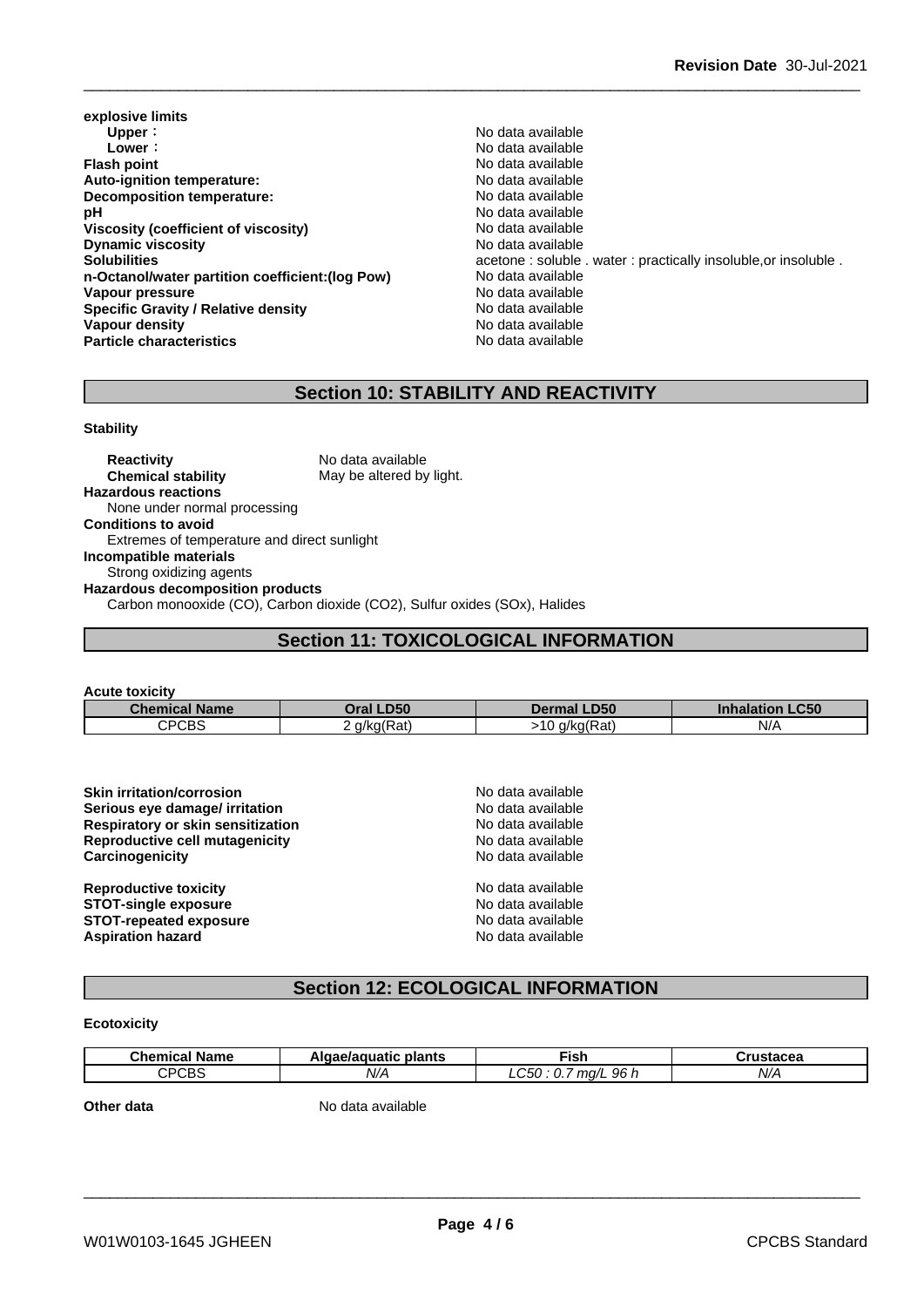**explosive limits**

| | |
|---|---|
| **Upper：** | No data available |
| **Lower：** | No data available |
| **Flash point** | No data available |
| **Auto-ignition temperature:** | No data available |
| **Decomposition temperature:** | No data available |
| **pH** | No data available |
| **Viscosity (coefficient of viscosity)** | No data available |
| **Dynamic viscosity** | No data available |
| **Solubilities** | acetone : soluble . water : practically insoluble,or insoluble . |
| **n-Octanol/water partition coefficient:(log Pow)** | No data available |
| **Vapour pressure** | No data available |
| **Specific Gravity / Relative density** | No data available |
| **Vapour density** | No data available |
| **Particle characteristics** | No data available |

## Section 10: STABILITY AND REACTIVITY

**Stability**

**Reactivity** No data available
**Chemical stability** May be altered by light.

**Hazardous reactions**
None under normal processing

**Conditions to avoid**
Extremes of temperature and direct sunlight

**Incompatible materials**
Strong oxidizing agents

**Hazardous decomposition products**
Carbon monooxide (CO), Carbon dioxide ($CO_2$), Sulfur oxides (SOx), Halides

## Section 11: TOXICOLOGICAL INFORMATION

**Acute toxicity**

| Chemical Name | Oral LD50 | Dermal LD50 | Inhalation LC50 |
|---|---|---|---|
| CPCBS | 2 g/kg(Rat) | >10 g/kg(Rat) | N/A |

| | |
|---|---|
| **Skin irritation/corrosion** | No data available |
| **Serious eye damage/ irritation** | No data available |
| **Respiratory or skin sensitization** | No data available |
| **Reproductive cell mutagenicity** | No data available |
| **Carcinogenicity** | No data available |
| **Reproductive toxicity** | No data available |
| **STOT-single exposure** | No data available |
| **STOT-repeated exposure** | No data available |
| **Aspiration hazard** | No data available |

## Section 12: ECOLOGICAL INFORMATION

**Ecotoxicity**

| Chemical Name | Algae/aquatic plants | Fish | Crustacea |
|---|---|---|---|
| CPCBS | *N/A* | *LC50 : 0.7 mg/L 96 h* | *N/A* |

**Other data** No data available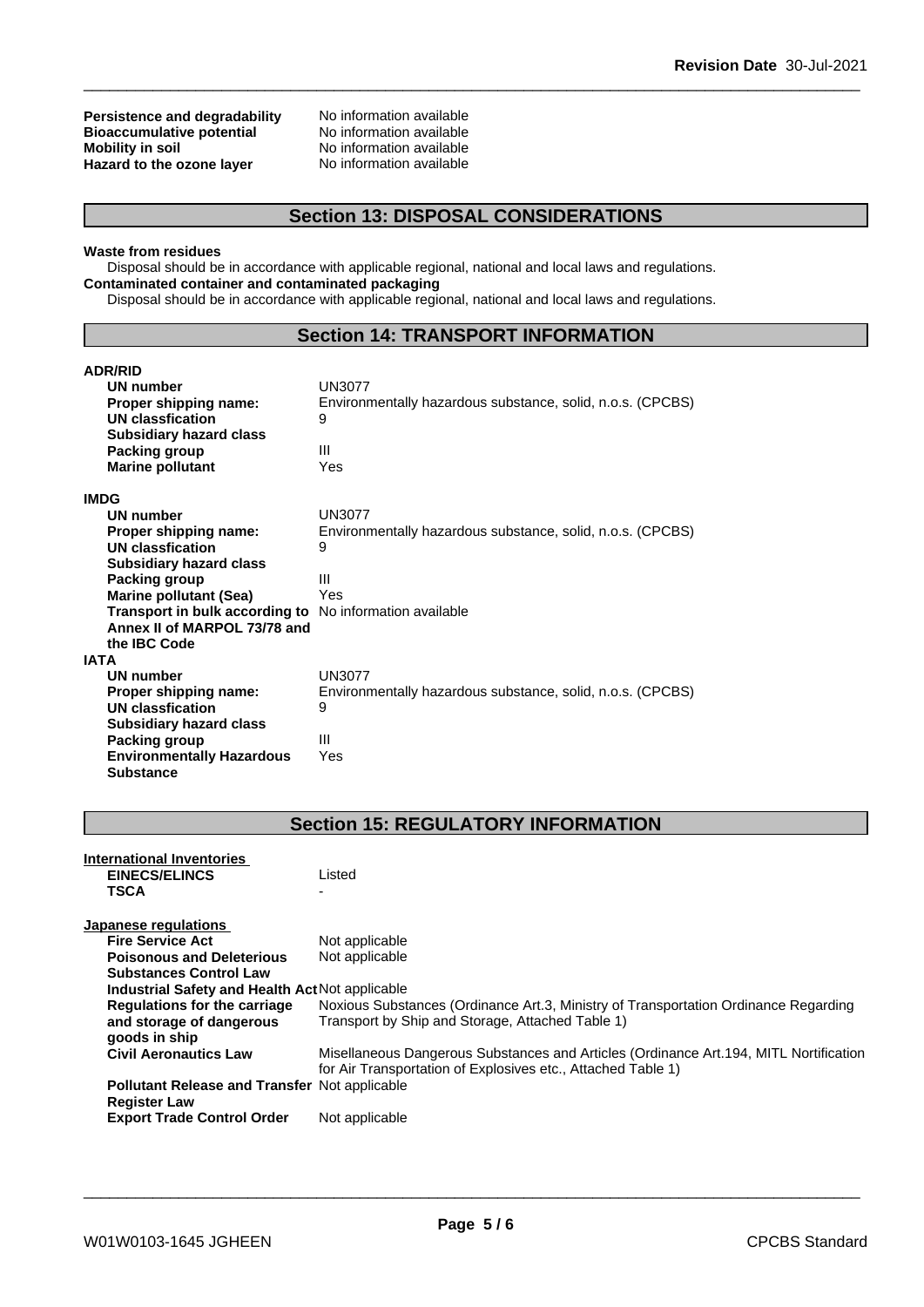| | |
|---|---|
| **Persistence and degradability** | No information available |
| **Bioaccumulative potential** | No information available |
| **Mobility in soil** | No information available |
| **Hazard to the ozone layer** | No information available |

## Section 13: DISPOSAL CONSIDERATIONS

**Waste from residues**

Disposal should be in accordance with applicable regional, national and local laws and regulations.

**Contaminated container and contaminated packaging**

Disposal should be in accordance with applicable regional, national and local laws and regulations.

## Section 14: TRANSPORT INFORMATION

**ADR/RID**

| | |
|---|---|
| **UN number** | UN3077 |
| **Proper shipping name:** | Environmentally hazardous substance, solid, n.o.s. (CPCBS) |
| **UN classfication** | 9 |
| **Subsidiary hazard class** | |
| **Packing group** | III |
| **Marine pollutant** | Yes |

**IMDG**

| | |
|---|---|
| **UN number** | UN3077 |
| **Proper shipping name:** | Environmentally hazardous substance, solid, n.o.s. (CPCBS) |
| **UN classfication** | 9 |
| **Subsidiary hazard class** | |
| **Packing group** | III |
| **Marine pollutant (Sea)** | Yes |
| **Transport in bulk according to Annex II of MARPOL 73/78 and the IBC Code** | No information available |

**IATA**

| | |
|---|---|
| **UN number** | UN3077 |
| **Proper shipping name:** | Environmentally hazardous substance, solid, n.o.s. (CPCBS) |
| **UN classfication** | 9 |
| **Subsidiary hazard class** | |
| **Packing group** | III |
| **Environmentally Hazardous Substance** | Yes |

## Section 15: REGULATORY INFORMATION

**International Inventories**

| | |
|---|---|
| **EINECS/ELINCS** | Listed |
| **TSCA** | - |

**Japanese regulations**

| | |
|---|---|
| **Fire Service Act** | Not applicable |
| **Poisonous and Deleterious Substances Control Law** | Not applicable |
| **Industrial Safety and Health Act** | Not applicable |
| **Regulations for the carriage and storage of dangerous goods in ship** | Noxious Substances (Ordinance Art.3, Ministry of Transportation Ordinance Regarding Transport by Ship and Storage, Attached Table 1) |
| **Civil Aeronautics Law** | Misellaneous Dangerous Substances and Articles (Ordinance Art.194, MITL Nortification for Air Transportation of Explosives etc., Attached Table 1) |
| **Pollutant Release and Transfer Register Law** | Not applicable |
| **Export Trade Control Order** | Not applicable |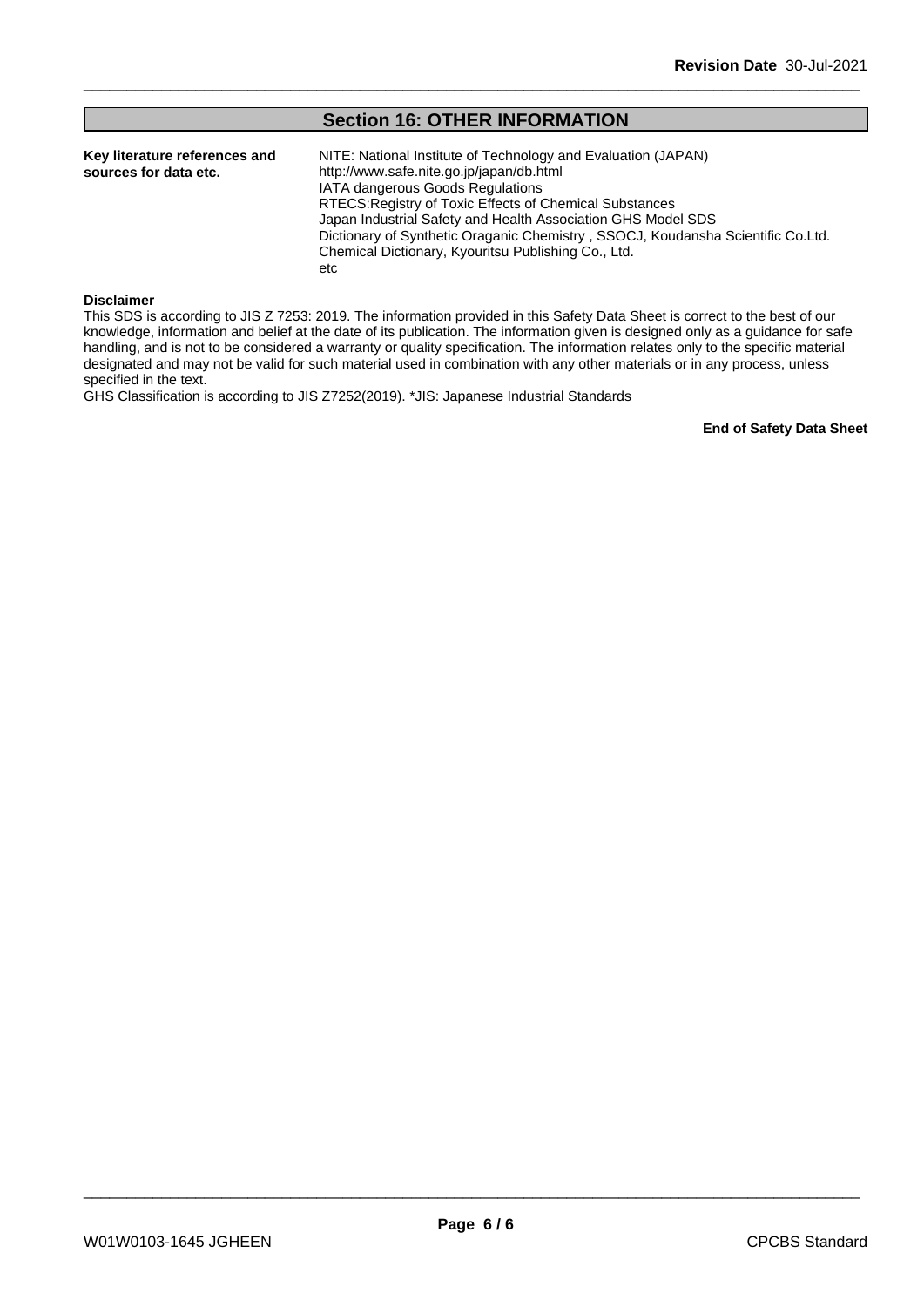## Section 16: OTHER INFORMATION

| | |
|---|---|
| **Key literature references and sources for data etc.** | NITE: National Institute of Technology and Evaluation (JAPAN)<br>http://www.safe.nite.go.jp/japan/db.html<br>IATA dangerous Goods Regulations<br>RTECS:Registry of Toxic Effects of Chemical Substances<br>Japan Industrial Safety and Health Association GHS Model SDS<br>Dictionary of Synthetic Oraganic Chemistry , SSOCJ, Koudansha Scientific Co.Ltd.<br>Chemical Dictionary, Kyouritsu Publishing Co., Ltd.<br>etc |

**Disclaimer**

This SDS is according to JIS Z 7253: 2019. The information provided in this Safety Data Sheet is correct to the best of our knowledge, information and belief at the date of its publication. The information given is designed only as a guidance for safe handling, and is not to be considered a warranty or quality specification. The information relates only to the specific material designated and may not be valid for such material used in combination with any other materials or in any process, unless specified in the text.

GHS Classification is according to JIS Z7252(2019). *JIS: Japanese Industrial Standards

**End of Safety Data Sheet**